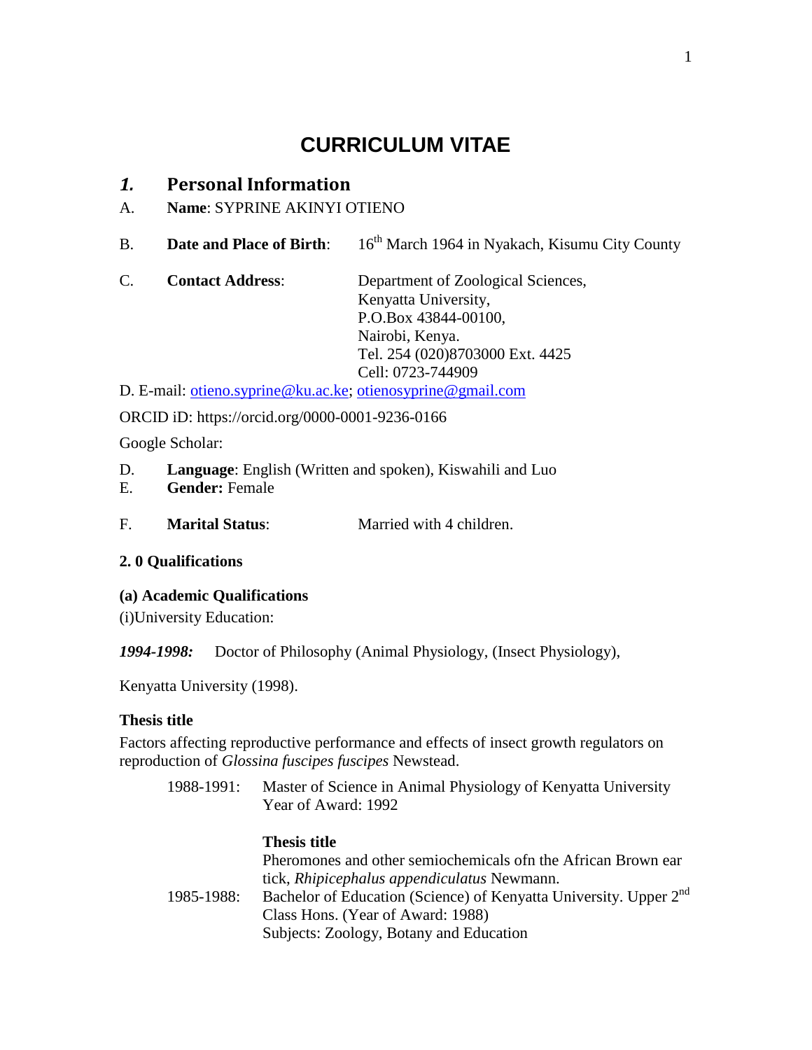# CURRICULUM VITAE

## *1.* Personal Information

A. **Name**: SYPRINE AKINYI OTIENO

B. **Date and Place of Birth**: 16th March 1964 in Nyakach, Kisumu City County

C. **Contact Address**: Department of Zoological Sciences,
Kenyatta University,
P.O.Box 43844-00100,
Nairobi, Kenya.
Tel. 254 (020)8703000 Ext. 4425
Cell: 0723-744909

D. E-mail: otieno.syprine@ku.ac.ke; otienosyprine@gmail.com

ORCID iD: https://orcid.org/0000-0001-9236-0166

Google Scholar:

D. **Language**: English (Written and spoken), Kiswahili and Luo

E. **Gender:** Female

F. **Marital Status**: Married with 4 children.

**2. 0 Qualifications**

**(a) Academic Qualifications**

(i)University Education:

***1994-1998:*** Doctor of Philosophy (Animal Physiology, (Insect Physiology),

Kenyatta University (1998).

**Thesis title**

Factors affecting reproductive performance and effects of insect growth regulators on reproduction of *Glossina fuscipes fuscipes* Newstead.

1988-1991: Master of Science in Animal Physiology of Kenyatta University
Year of Award: 1992

**Thesis title**

Pheromones and other semiochemicals ofn the African Brown ear tick, *Rhipicephalus appendiculatus* Newmann.

1985-1988: Bachelor of Education (Science) of Kenyatta University. Upper 2nd Class Hons. (Year of Award: 1988)
Subjects: Zoology, Botany and Education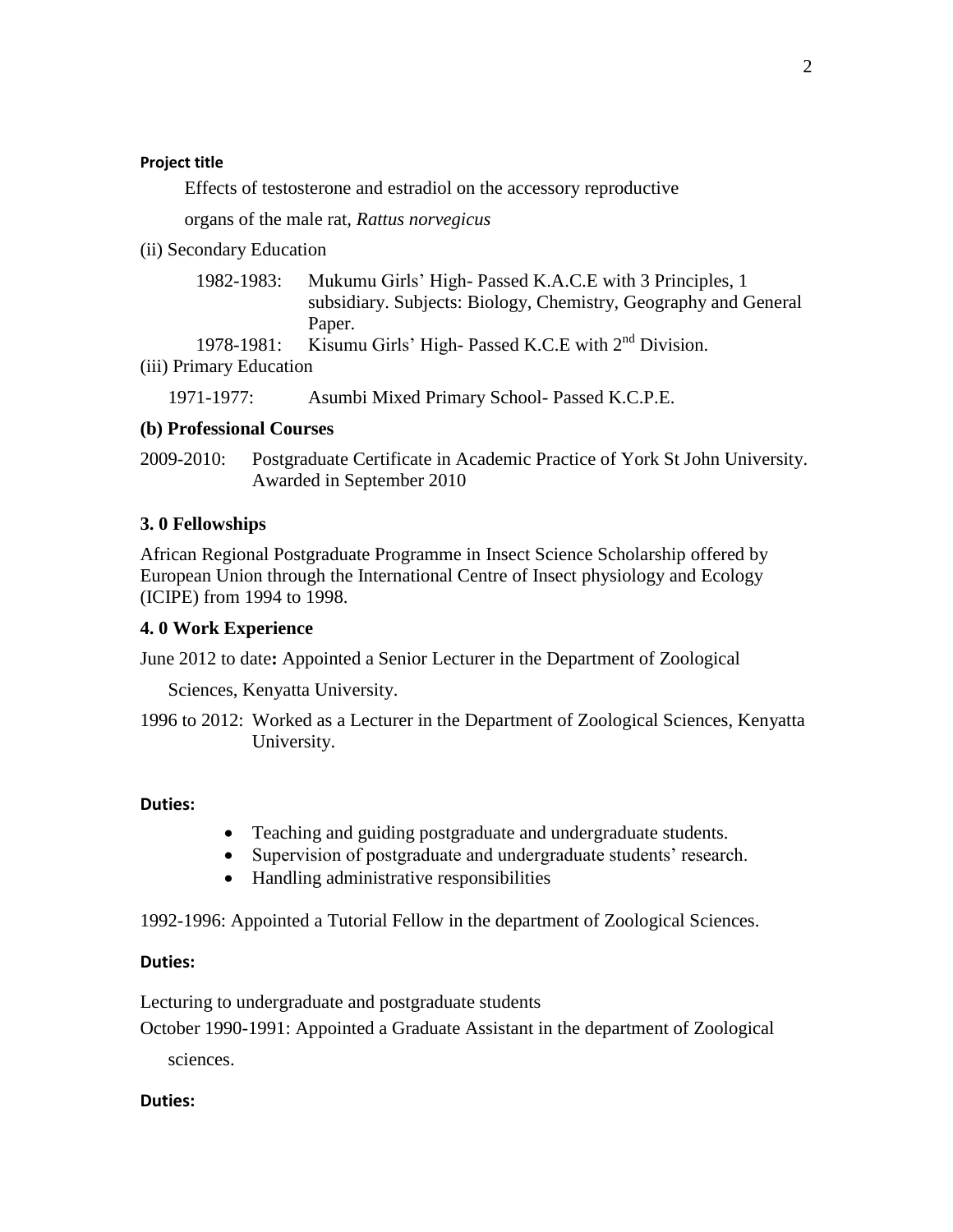**Project title**

Effects of testosterone and estradiol on the accessory reproductive organs of the male rat, *Rattus norvegicus*

(ii) Secondary Education

1982-1983: Mukumu Girls' High- Passed K.A.C.E with 3 Principles, 1 subsidiary. Subjects: Biology, Chemistry, Geography and General Paper.

1978-1981: Kisumu Girls' High- Passed K.C.E with 2nd Division.

(iii) Primary Education

1971-1977: Asumbi Mixed Primary School- Passed K.C.P.E.

**(b) Professional Courses**

2009-2010: Postgraduate Certificate in Academic Practice of York St John University. Awarded in September 2010

**3. 0 Fellowships**

African Regional Postgraduate Programme in Insect Science Scholarship offered by European Union through the International Centre of Insect physiology and Ecology (ICIPE) from 1994 to 1998.

**4. 0 Work Experience**

June 2012 to date**:** Appointed a Senior Lecturer in the Department of Zoological Sciences, Kenyatta University.

1996 to 2012: Worked as a Lecturer in the Department of Zoological Sciences, Kenyatta University.

**Duties:**

- Teaching and guiding postgraduate and undergraduate students.
- Supervision of postgraduate and undergraduate students' research.
- Handling administrative responsibilities

1992-1996: Appointed a Tutorial Fellow in the department of Zoological Sciences.

**Duties:**

Lecturing to undergraduate and postgraduate students

October 1990-1991: Appointed a Graduate Assistant in the department of Zoological sciences.

**Duties:**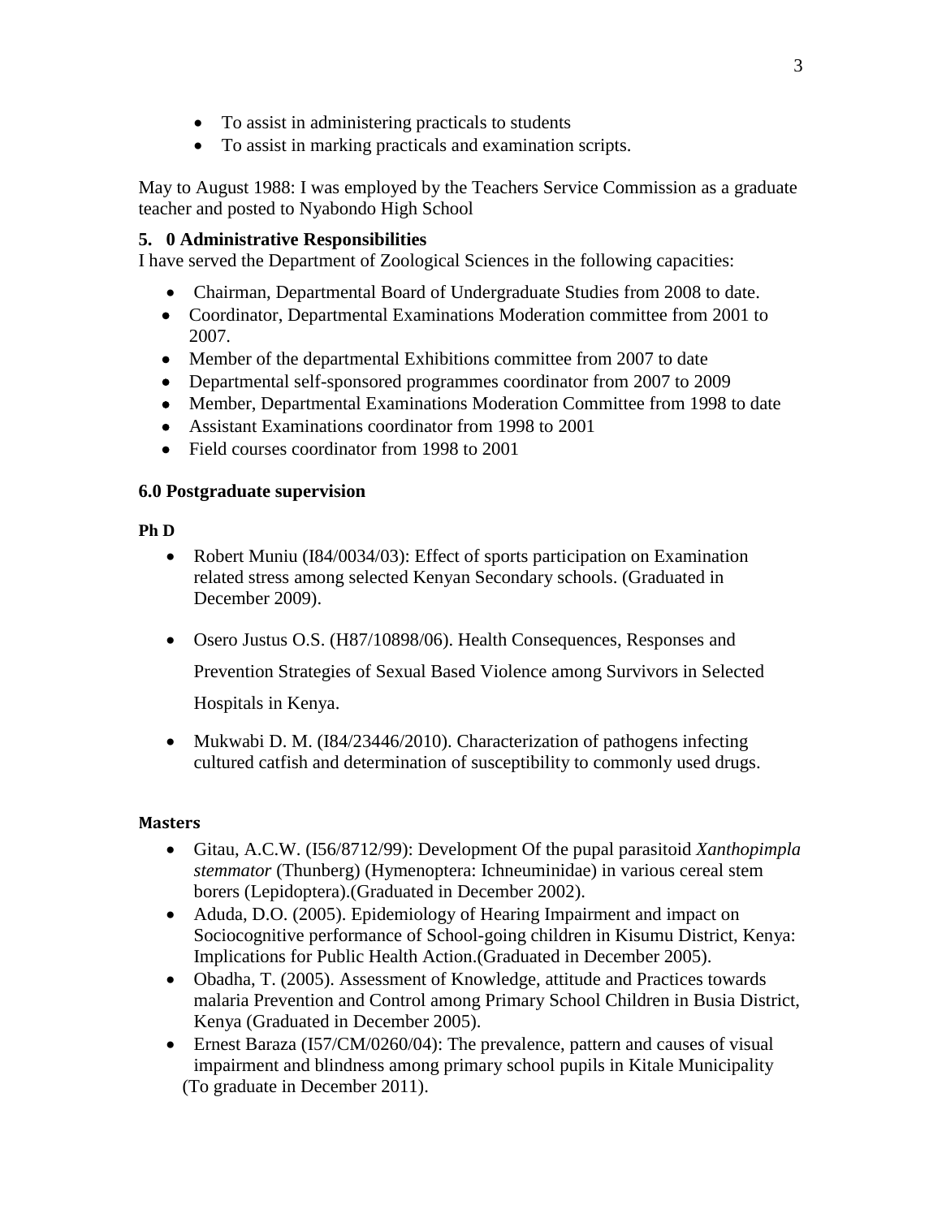- To assist in administering practicals to students
- To assist in marking practicals and examination scripts.

May to August 1988: I was employed by the Teachers Service Commission as a graduate teacher and posted to Nyabondo High School

## 5. 0 Administrative Responsibilities

I have served the Department of Zoological Sciences in the following capacities:

- Chairman, Departmental Board of Undergraduate Studies from 2008 to date.
- Coordinator, Departmental Examinations Moderation committee from 2001 to 2007.
- Member of the departmental Exhibitions committee from 2007 to date
- Departmental self-sponsored programmes coordinator from 2007 to 2009
- Member, Departmental Examinations Moderation Committee from 1998 to date
- Assistant Examinations coordinator from 1998 to 2001
- Field courses coordinator from 1998 to 2001

## 6.0 Postgraduate supervision

### Ph D

- Robert Muniu (I84/0034/03): Effect of sports participation on Examination related stress among selected Kenyan Secondary schools. (Graduated in December 2009).
- Osero Justus O.S. (H87/10898/06). Health Consequences, Responses and Prevention Strategies of Sexual Based Violence among Survivors in Selected Hospitals in Kenya.
- Mukwabi D. M. (I84/23446/2010). Characterization of pathogens infecting cultured catfish and determination of susceptibility to commonly used drugs.

### Masters

- Gitau, A.C.W. (I56/8712/99): Development Of the pupal parasitoid *Xanthopimpla stemmator* (Thunberg) (Hymenoptera: Ichneuminidae) in various cereal stem borers (Lepidoptera).(Graduated in December 2002).
- Aduda, D.O. (2005). Epidemiology of Hearing Impairment and impact on Sociocognitive performance of School-going children in Kisumu District, Kenya: Implications for Public Health Action.(Graduated in December 2005).
- Obadha, T. (2005). Assessment of Knowledge, attitude and Practices towards malaria Prevention and Control among Primary School Children in Busia District, Kenya (Graduated in December 2005).
- Ernest Baraza (I57/CM/0260/04): The prevalence, pattern and causes of visual impairment and blindness among primary school pupils in Kitale Municipality (To graduate in December 2011).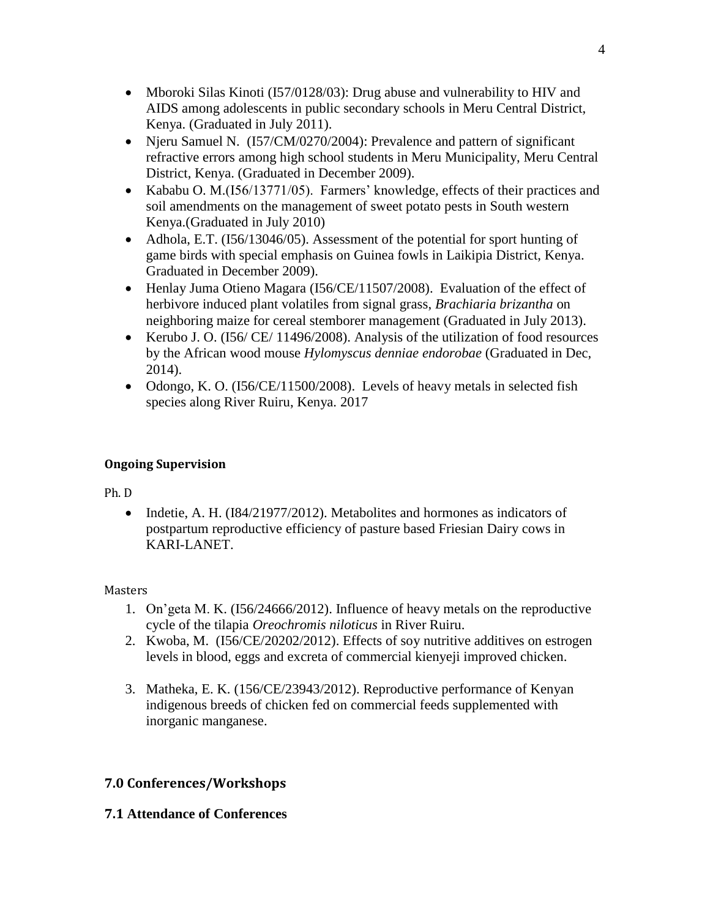- Mboroki Silas Kinoti (I57/0128/03): Drug abuse and vulnerability to HIV and AIDS among adolescents in public secondary schools in Meru Central District, Kenya. (Graduated in July 2011).
- Njeru Samuel N. (I57/CM/0270/2004): Prevalence and pattern of significant refractive errors among high school students in Meru Municipality, Meru Central District, Kenya. (Graduated in December 2009).
- Kababu O. M.(I56/13771/05). Farmers' knowledge, effects of their practices and soil amendments on the management of sweet potato pests in South western Kenya.(Graduated in July 2010)
- Adhola, E.T. (I56/13046/05). Assessment of the potential for sport hunting of game birds with special emphasis on Guinea fowls in Laikipia District, Kenya. Graduated in December 2009).
- Henlay Juma Otieno Magara (I56/CE/11507/2008). Evaluation of the effect of herbivore induced plant volatiles from signal grass, *Brachiaria brizantha* on neighboring maize for cereal stemborer management (Graduated in July 2013).
- Kerubo J. O. (I56/ CE/ 11496/2008). Analysis of the utilization of food resources by the African wood mouse *Hylomyscus denniae endorobae* (Graduated in Dec, 2014).
- Odongo, K. O. (I56/CE/11500/2008). Levels of heavy metals in selected fish species along River Ruiru, Kenya. 2017

**Ongoing Supervision**

Ph. D

- Indetie, A. H. (I84/21977/2012). Metabolites and hormones as indicators of postpartum reproductive efficiency of pasture based Friesian Dairy cows in KARI-LANET.

Masters

1. On'geta M. K. (I56/24666/2012). Influence of heavy metals on the reproductive cycle of the tilapia *Oreochromis niloticus* in River Ruiru.
2. Kwoba, M. (I56/CE/20202/2012). Effects of soy nutritive additives on estrogen levels in blood, eggs and excreta of commercial kienyeji improved chicken.
3. Matheka, E. K. (156/CE/23943/2012). Reproductive performance of Kenyan indigenous breeds of chicken fed on commercial feeds supplemented with inorganic manganese.

## 7.0 Conferences/Workshops

### 7.1 Attendance of Conferences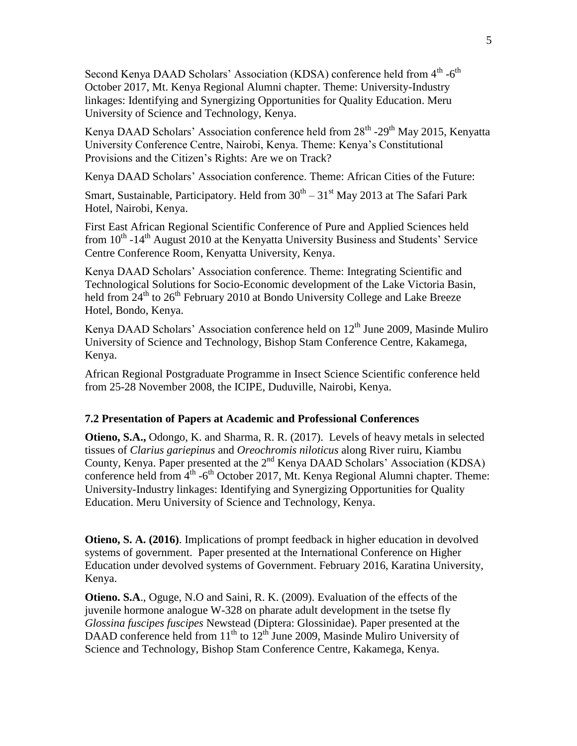Second Kenya DAAD Scholars' Association (KDSA) conference held from 4th -6th October 2017, Mt. Kenya Regional Alumni chapter. Theme: University-Industry linkages: Identifying and Synergizing Opportunities for Quality Education. Meru University of Science and Technology, Kenya.

Kenya DAAD Scholars' Association conference held from 28th -29th May 2015, Kenyatta University Conference Centre, Nairobi, Kenya. Theme: Kenya's Constitutional Provisions and the Citizen's Rights: Are we on Track?

Kenya DAAD Scholars' Association conference. Theme: African Cities of the Future:

Smart, Sustainable, Participatory. Held from 30th – 31st May 2013 at The Safari Park Hotel, Nairobi, Kenya.

First East African Regional Scientific Conference of Pure and Applied Sciences held from 10th -14th August 2010 at the Kenyatta University Business and Students' Service Centre Conference Room, Kenyatta University, Kenya.

Kenya DAAD Scholars' Association conference. Theme: Integrating Scientific and Technological Solutions for Socio-Economic development of the Lake Victoria Basin, held from 24th to 26th February 2010 at Bondo University College and Lake Breeze Hotel, Bondo, Kenya.

Kenya DAAD Scholars' Association conference held on 12th June 2009, Masinde Muliro University of Science and Technology, Bishop Stam Conference Centre, Kakamega, Kenya.

African Regional Postgraduate Programme in Insect Science Scientific conference held from 25-28 November 2008, the ICIPE, Duduville, Nairobi, Kenya.

### 7.2 Presentation of Papers at Academic and Professional Conferences

**Otieno, S.A.,** Odongo, K. and Sharma, R. R. (2017). Levels of heavy metals in selected tissues of *Clarius gariepinus* and *Oreochromis niloticus* along River ruiru, Kiambu County, Kenya. Paper presented at the 2nd Kenya DAAD Scholars' Association (KDSA) conference held from 4th -6th October 2017, Mt. Kenya Regional Alumni chapter. Theme: University-Industry linkages: Identifying and Synergizing Opportunities for Quality Education. Meru University of Science and Technology, Kenya.

**Otieno, S. A. (2016)**. Implications of prompt feedback in higher education in devolved systems of government. Paper presented at the International Conference on Higher Education under devolved systems of Government. February 2016, Karatina University, Kenya.

**Otieno. S.A**., Oguge, N.O and Saini, R. K. (2009). Evaluation of the effects of the juvenile hormone analogue W-328 on pharate adult development in the tsetse fly *Glossina fuscipes fuscipes* Newstead (Diptera: Glossinidae). Paper presented at the DAAD conference held from 11th to 12th June 2009, Masinde Muliro University of Science and Technology, Bishop Stam Conference Centre, Kakamega, Kenya.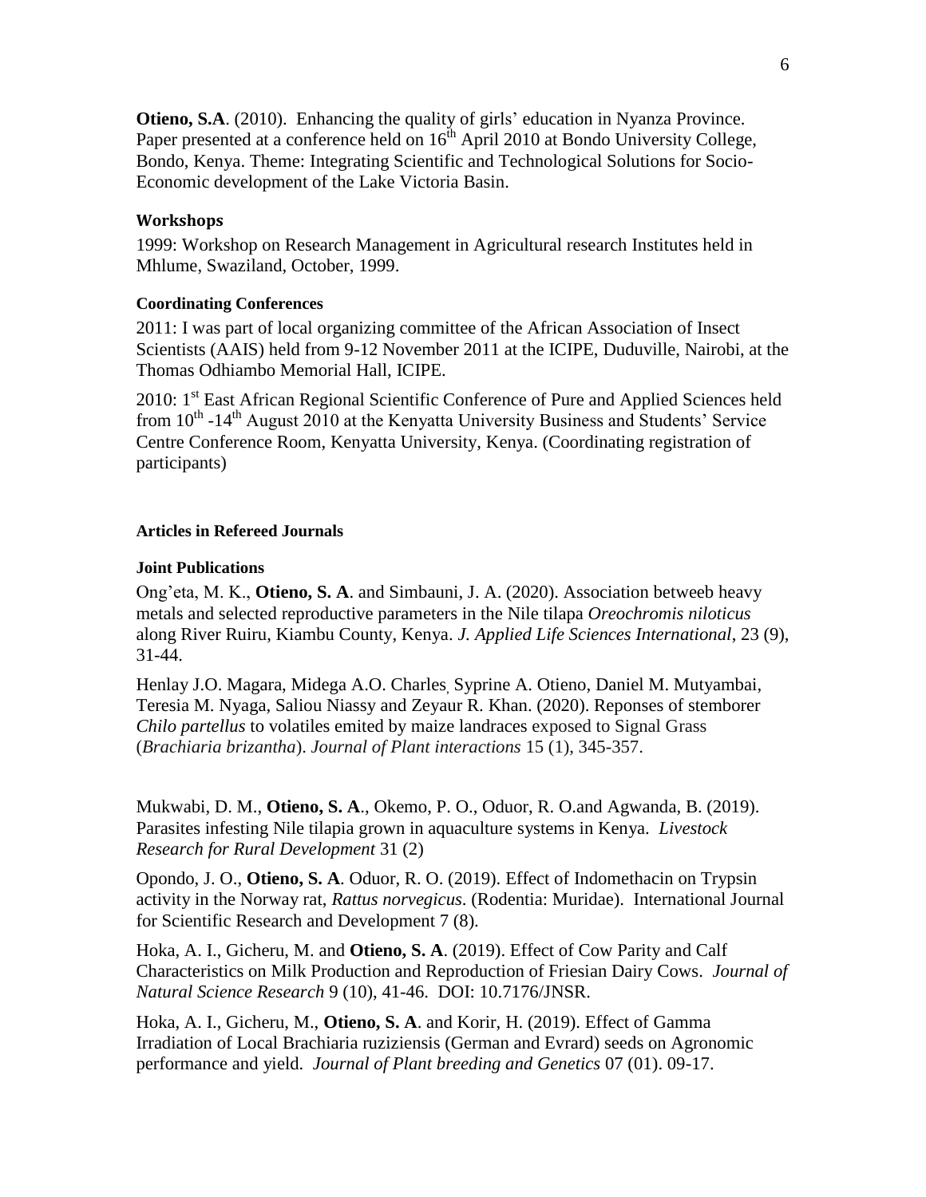**Otieno, S.A**. (2010). Enhancing the quality of girls' education in Nyanza Province. Paper presented at a conference held on 16th April 2010 at Bondo University College, Bondo, Kenya. Theme: Integrating Scientific and Technological Solutions for Socio-Economic development of the Lake Victoria Basin.

### Workshops

1999: Workshop on Research Management in Agricultural research Institutes held in Mhlume, Swaziland, October, 1999.

### Coordinating Conferences

2011: I was part of local organizing committee of the African Association of Insect Scientists (AAIS) held from 9-12 November 2011 at the ICIPE, Duduville, Nairobi, at the Thomas Odhiambo Memorial Hall, ICIPE.

2010: 1st East African Regional Scientific Conference of Pure and Applied Sciences held from 10th -14th August 2010 at the Kenyatta University Business and Students' Service Centre Conference Room, Kenyatta University, Kenya. (Coordinating registration of participants)

### Articles in Refereed Journals

### Joint Publications

Ong'eta, M. K., **Otieno, S. A**. and Simbauni, J. A. (2020). Association betweeb heavy metals and selected reproductive parameters in the Nile tilapia *Oreochromis niloticus* along River Ruiru, Kiambu County, Kenya. *J. Applied Life Sciences International*, 23 (9), 31-44.

Henlay J.O. Magara, Midega A.O. Charles, Syprine A. Otieno, Daniel M. Mutyambai, Teresia M. Nyaga, Saliou Niassy and Zeyaur R. Khan. (2020). Reponses of stemborer *Chilo partellus* to volatiles emited by maize landraces exposed to Signal Grass (*Brachiaria brizantha*). *Journal of Plant interactions* 15 (1), 345-357.

Mukwabi, D. M., **Otieno, S. A**., Okemo, P. O., Oduor, R. O.and Agwanda, B. (2019). Parasites infesting Nile tilapia grown in aquaculture systems in Kenya. *Livestock Research for Rural Development* 31 (2)

Opondo, J. O., **Otieno, S. A**. Oduor, R. O. (2019). Effect of Indomethacin on Trypsin activity in the Norway rat, *Rattus norvegicus*. (Rodentia: Muridae). International Journal for Scientific Research and Development 7 (8).

Hoka, A. I., Gicheru, M. and **Otieno, S. A**. (2019). Effect of Cow Parity and Calf Characteristics on Milk Production and Reproduction of Friesian Dairy Cows. *Journal of Natural Science Research* 9 (10), 41-46. DOI: 10.7176/JNSR.

Hoka, A. I., Gicheru, M., **Otieno, S. A**. and Korir, H. (2019). Effect of Gamma Irradiation of Local Brachiaria ruziziensis (German and Evrard) seeds on Agronomic performance and yield. *Journal of Plant breeding and Genetics* 07 (01). 09-17.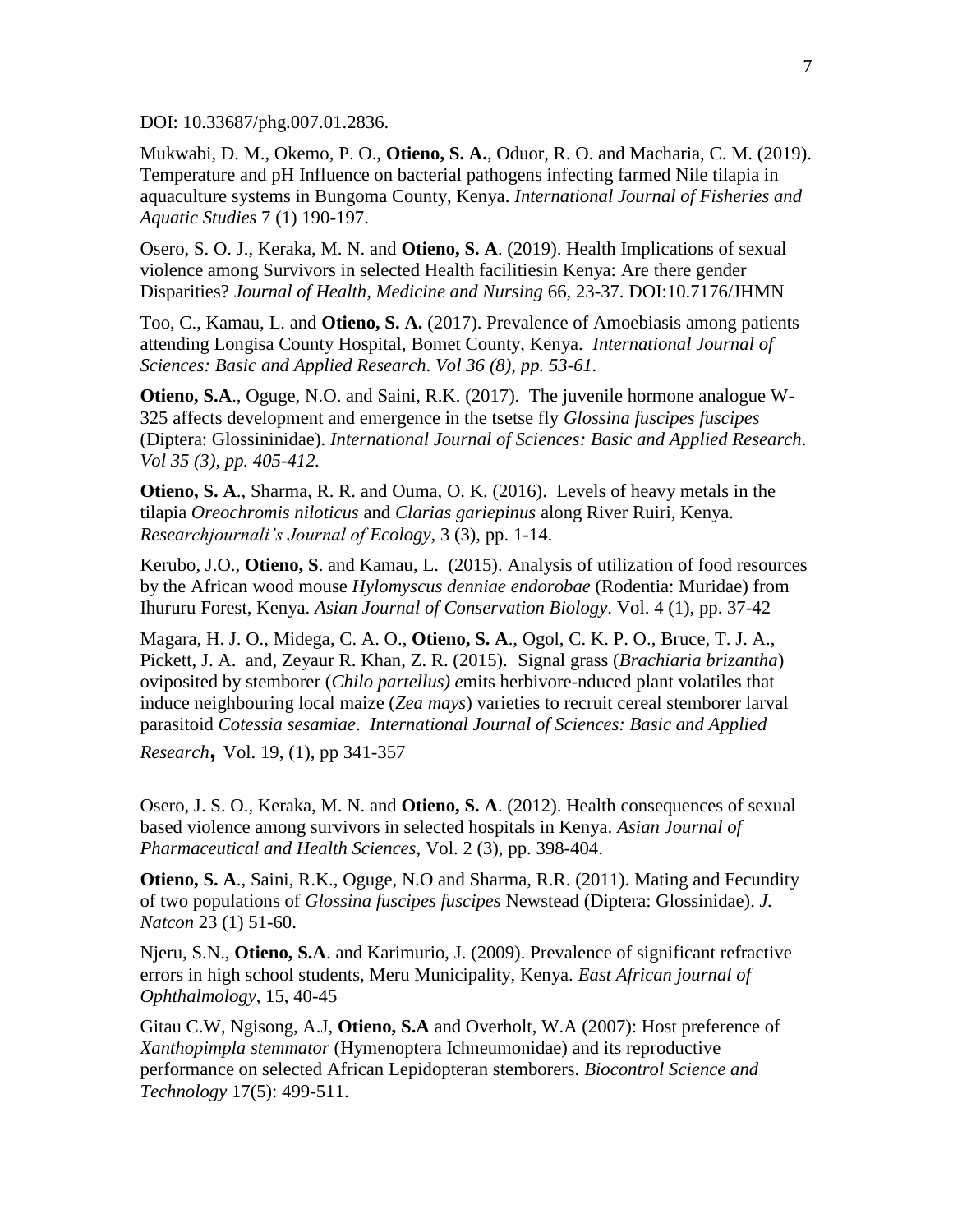DOI: 10.33687/phg.007.01.2836.

Mukwabi, D. M., Okemo, P. O., **Otieno, S. A.**, Oduor, R. O. and Macharia, C. M. (2019). Temperature and pH Influence on bacterial pathogens infecting farmed Nile tilapia in aquaculture systems in Bungoma County, Kenya. *International Journal of Fisheries and Aquatic Studies* 7 (1) 190-197.

Osero, S. O. J., Keraka, M. N. and **Otieno, S. A**. (2019). Health Implications of sexual violence among Survivors in selected Health facilitiesin Kenya: Are there gender Disparities? *Journal of Health, Medicine and Nursing* 66, 23-37. DOI:10.7176/JHMN

Too, C., Kamau, L. and **Otieno, S. A.** (2017). Prevalence of Amoebiasis among patients attending Longisa County Hospital, Bomet County, Kenya. *International Journal of Sciences: Basic and Applied Research. Vol 36 (8), pp. 53-61.*

**Otieno, S.A**., Oguge, N.O. and Saini, R.K. (2017). The juvenile hormone analogue W-325 affects development and emergence in the tsetse fly *Glossina fuscipes fuscipes* (Diptera: Glossininidae). *International Journal of Sciences: Basic and Applied Research. Vol 35 (3), pp. 405-412.*

**Otieno, S. A**., Sharma, R. R. and Ouma, O. K. (2016). Levels of heavy metals in the tilapia *Oreochromis niloticus* and *Clarias gariepinus* along River Ruiri, Kenya. *Researchjournali's Journal of Ecology,* 3 (3), pp. 1-14.

Kerubo, J.O., **Otieno, S**. and Kamau, L. (2015). Analysis of utilization of food resources by the African wood mouse *Hylomyscus denniae endorobae* (Rodentia: Muridae) from Ihururu Forest, Kenya. *Asian Journal of Conservation Biology*. Vol. 4 (1), pp. 37-42

Magara, H. J. O., Midega, C. A. O., **Otieno, S. A**., Ogol, C. K. P. O., Bruce, T. J. A., Pickett, J. A. and, Zeyaur R. Khan, Z. R. (2015). Signal grass (*Brachiaria brizantha*) oviposited by stemborer (*Chilo partellus)* emits herbivore-nduced plant volatiles that induce neighbouring local maize (*Zea mays*) varieties to recruit cereal stemborer larval parasitoid *Cotessia sesamiae*. *International Journal of Sciences: Basic and Applied Research***,** Vol. 19, (1), pp 341-357

Osero, J. S. O., Keraka, M. N. and **Otieno, S. A**. (2012). Health consequences of sexual based violence among survivors in selected hospitals in Kenya. *Asian Journal of Pharmaceutical and Health Sciences*, Vol. 2 (3), pp. 398-404.

**Otieno, S. A**., Saini, R.K., Oguge, N.O and Sharma, R.R. (2011). Mating and Fecundity of two populations of *Glossina fuscipes fuscipes* Newstead (Diptera: Glossinidae). *J. Natcon* 23 (1) 51-60.

Njeru, S.N., **Otieno, S.A**. and Karimurio, J. (2009). Prevalence of significant refractive errors in high school students, Meru Municipality, Kenya. *East African journal of Ophthalmology*, 15, 40-45

Gitau C.W, Ngisong, A.J, **Otieno, S.A** and Overholt, W.A (2007): Host preference of *Xanthopimpla stemmator* (Hymenoptera Ichneumonidae) and its reproductive performance on selected African Lepidopteran stemborers. *Biocontrol Science and Technology* 17(5): 499-511.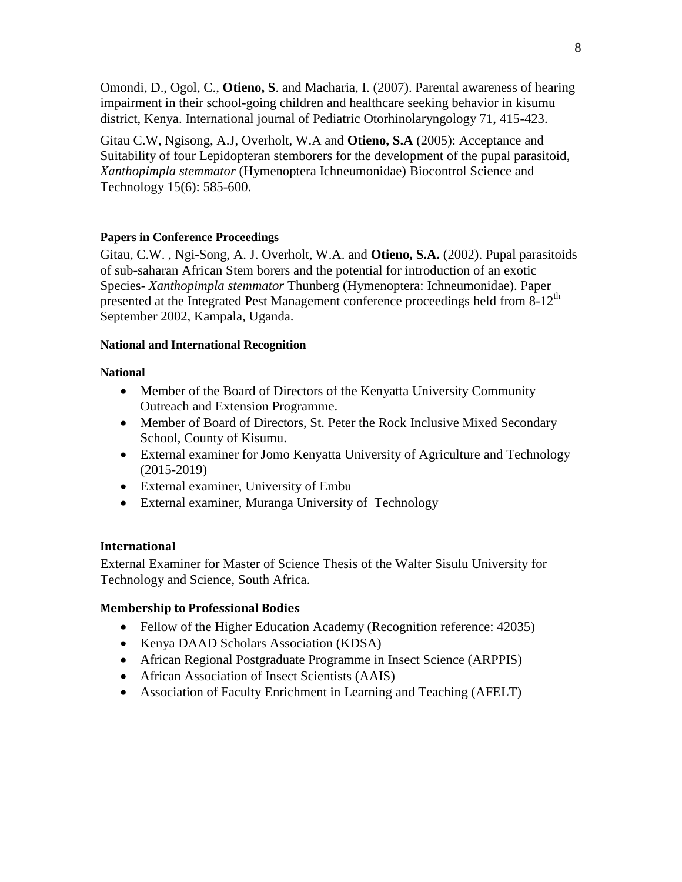Omondi, D., Ogol, C., **Otieno, S**. and Macharia, I. (2007). Parental awareness of hearing impairment in their school-going children and healthcare seeking behavior in kisumu district, Kenya. International journal of Pediatric Otorhinolaryngology 71, 415-423.

Gitau C.W, Ngisong, A.J, Overholt, W.A and **Otieno, S.A** (2005): Acceptance and Suitability of four Lepidopteran stemborers for the development of the pupal parasitoid, *Xanthopimpla stemmator* (Hymenoptera Ichneumonidae) Biocontrol Science and Technology 15(6): 585-600.

#### Papers in Conference Proceedings

Gitau, C.W. , Ngi-Song, A. J. Overholt, W.A. and **Otieno, S.A.** (2002). Pupal parasitoids of sub-saharan African Stem borers and the potential for introduction of an exotic Species- *Xanthopimpla stemmator* Thunberg (Hymenoptera: Ichneumonidae). Paper presented at the Integrated Pest Management conference proceedings held from 8-12th September 2002, Kampala, Uganda.

#### National and International Recognition

**National**

- Member of the Board of Directors of the Kenyatta University Community Outreach and Extension Programme.
- Member of Board of Directors, St. Peter the Rock Inclusive Mixed Secondary School, County of Kisumu.
- External examiner for Jomo Kenyatta University of Agriculture and Technology (2015-2019)
- External examiner, University of Embu
- External examiner, Muranga University of Technology

#### International

External Examiner for Master of Science Thesis of the Walter Sisulu University for Technology and Science, South Africa.

#### Membership to Professional Bodies

- Fellow of the Higher Education Academy (Recognition reference: 42035)
- Kenya DAAD Scholars Association (KDSA)
- African Regional Postgraduate Programme in Insect Science (ARPPIS)
- African Association of Insect Scientists (AAIS)
- Association of Faculty Enrichment in Learning and Teaching (AFELT)